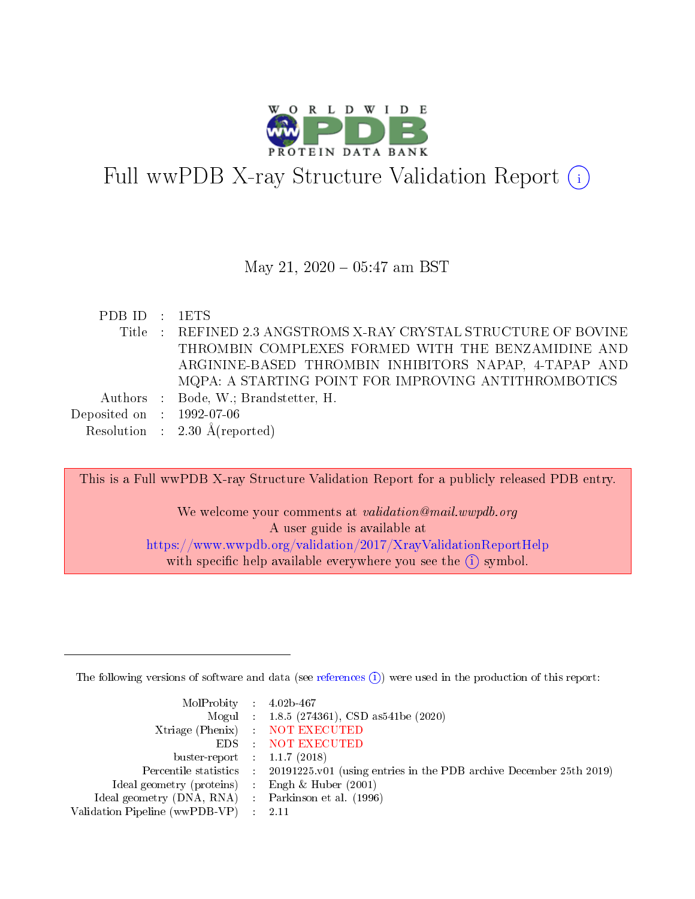# Full wwPDB X-ray Structure Validation Report

May 21, 2020 – 05:47 am BST

| | | |
|---|---|---|
| PDB ID | : | 1ETS |
| Title | : | REFINED 2.3 ANGSTROMS X-RAY CRYSTAL STRUCTURE OF BOVINE THROMBIN COMPLEXES FORMED WITH THE BENZAMIDINE AND ARGININE-BASED THROMBIN INHIBITORS NAPAP, 4-TAPAP AND MQPA: A STARTING POINT FOR IMPROVING ANTITHROMBOTICS |
| Authors | : | Bode, W.; Brandstetter, H. |
| Deposited on | : | 1992-07-06 |
| Resolution | : | 2.30 Å(reported) |

This is a Full wwPDB X-ray Structure Validation Report for a publicly released PDB entry.

We welcome your comments at *validation@mail.wwpdb.org*
A user guide is available at
https://www.wwpdb.org/validation/2017/XrayValidationReportHelp
with specific help available everywhere you see the (i) symbol.

---

The following versions of software and data (see references (i)) were used in the production of this report:

| | | |
|---|---|---|
| MolProbity | : | 4.02b-467 |
| Mogul | : | 1.8.5 (274361), CSD as541be (2020) |
| Xtriage (Phenix) | : | NOT EXECUTED |
| EDS | : | NOT EXECUTED |
| buster-report | : | 1.1.7 (2018) |
| Percentile statistics | : | 20191225.v01 (using entries in the PDB archive December 25th 2019) |
| Ideal geometry (proteins) | : | Engh & Huber (2001) |
| Ideal geometry (DNA, RNA) | : | Parkinson et al. (1996) |
| Validation Pipeline (wwPDB-VP) | : | 2.11 |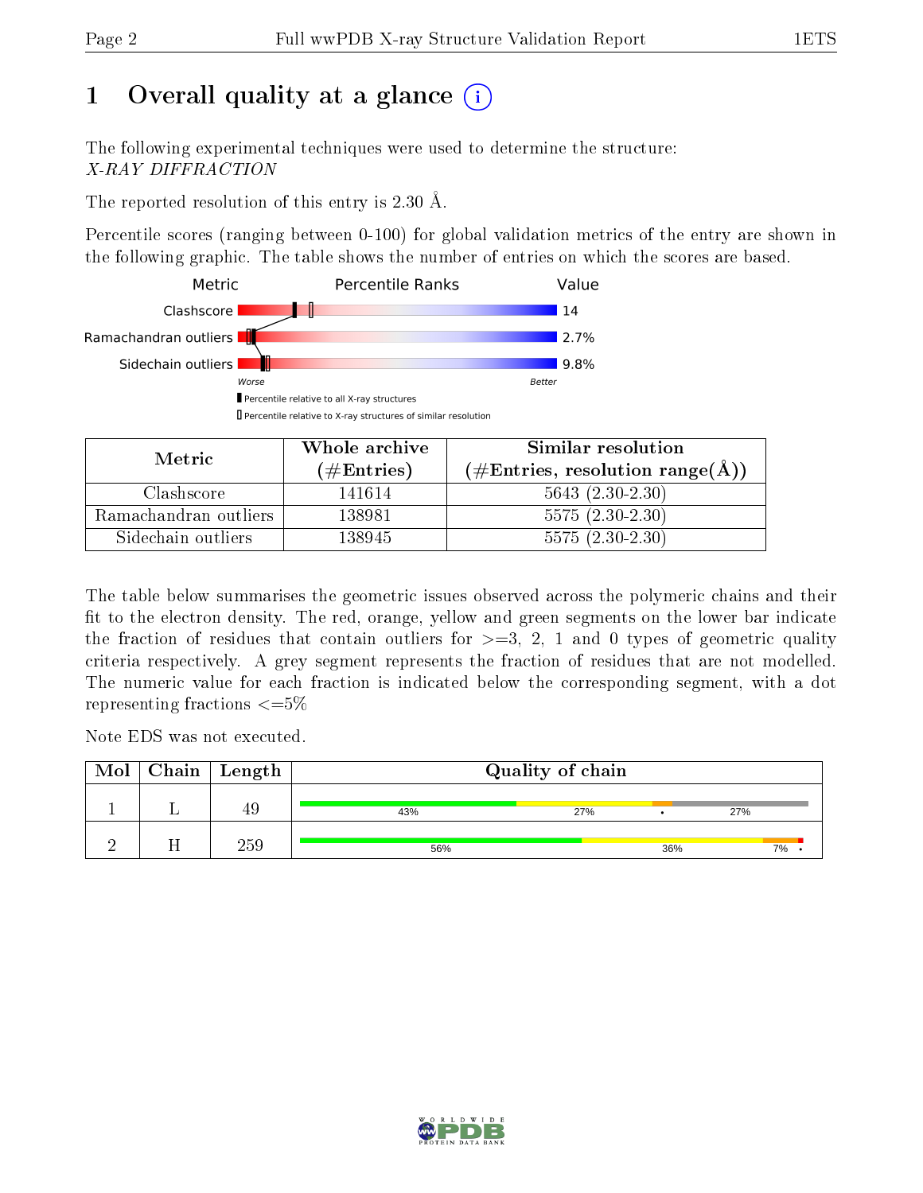# 1 Overall quality at a glance

The following experimental techniques were used to determine the structure:
*X-RAY DIFFRACTION*

The reported resolution of this entry is 2.30 Å.

Percentile scores (ranging between 0-100) for global validation metrics of the entry are shown in the following graphic. The table shows the number of entries on which the scores are based.

| Metric | Value |
|---|---|
| Clashscore | 14 |
| Ramachandran outliers | 2.7% |
| Sidechain outliers | 9.8% |

| Metric | Whole archive (#Entries) | Similar resolution (#Entries, resolution range(Å)) |
|---|---|---|
| Clashscore | 141614 | 5643 (2.30-2.30) |
| Ramachandran outliers | 138981 | 5575 (2.30-2.30) |
| Sidechain outliers | 138945 | 5575 (2.30-2.30) |

The table below summarises the geometric issues observed across the polymeric chains and their fit to the electron density. The red, orange, yellow and green segments on the lower bar indicate the fraction of residues that contain outliers for >=3, 2, 1 and 0 types of geometric quality criteria respectively. A grey segment represents the fraction of residues that are not modelled. The numeric value for each fraction is indicated below the corresponding segment, with a dot representing fractions <=5%

Note EDS was not executed.

| Mol | Chain | Length | Quality of chain |
|---|---|---|---|
| 1 | L | 49 | 43% 27% • 27% |
| 2 | H | 259 | 56% 36% 7% • |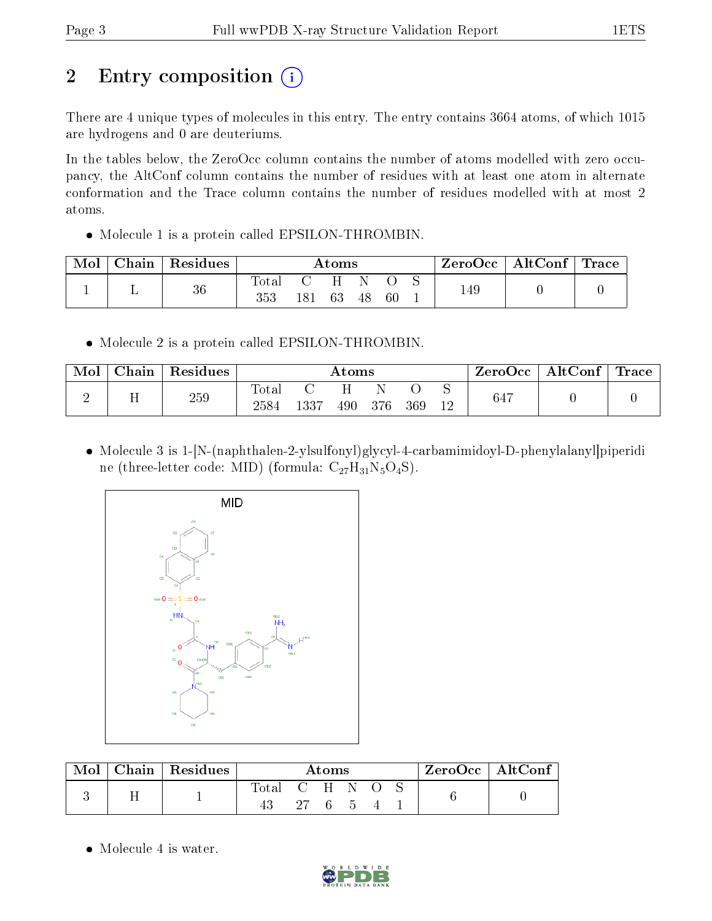# 2 Entry composition

There are 4 unique types of molecules in this entry. The entry contains 3664 atoms, of which 1015 are hydrogens and 0 are deuteriums.

In the tables below, the ZeroOcc column contains the number of atoms modelled with zero occupancy, the AltConf column contains the number of residues with at least one atom in alternate conformation and the Trace column contains the number of residues modelled with at most 2 atoms.

- Molecule 1 is a protein called EPSILON-THROMBIN.

| Mol | Chain | Residues | Atoms | | | | | | ZeroOcc | AltConf | Trace |
|---|---|---|---|---|---|---|---|---|---|---|---|
| 1 | L | 36 | Total<br>353 | C<br>181 | H<br>63 | N<br>48 | O<br>60 | S<br>1 | 149 | 0 | 0 |

- Molecule 2 is a protein called EPSILON-THROMBIN.

| Mol | Chain | Residues | Atoms | | | | | | ZeroOcc | AltConf | Trace |
|---|---|---|---|---|---|---|---|---|---|---|---|
| 2 | H | 259 | Total<br>2584 | C<br>1337 | H<br>490 | N<br>376 | O<br>369 | S<br>12 | 647 | 0 | 0 |

- Molecule 3 is 1-[N-(naphthalen-2-ylsulfonyl)glycyl-4-carbamimidoyl-D-phenylalanyl]piperidine (three-letter code: MID) (formula: $C_{27}H_{31}N_5O_4S$).

| Mol | Chain | Residues | Atoms | | | | | | ZeroOcc | AltConf |
|---|---|---|---|---|---|---|---|---|---|---|
| 3 | H | 1 | Total<br>43 | C<br>27 | H<br>6 | N<br>5 | O<br>4 | S<br>1 | 6 | 0 |

- Molecule 4 is water.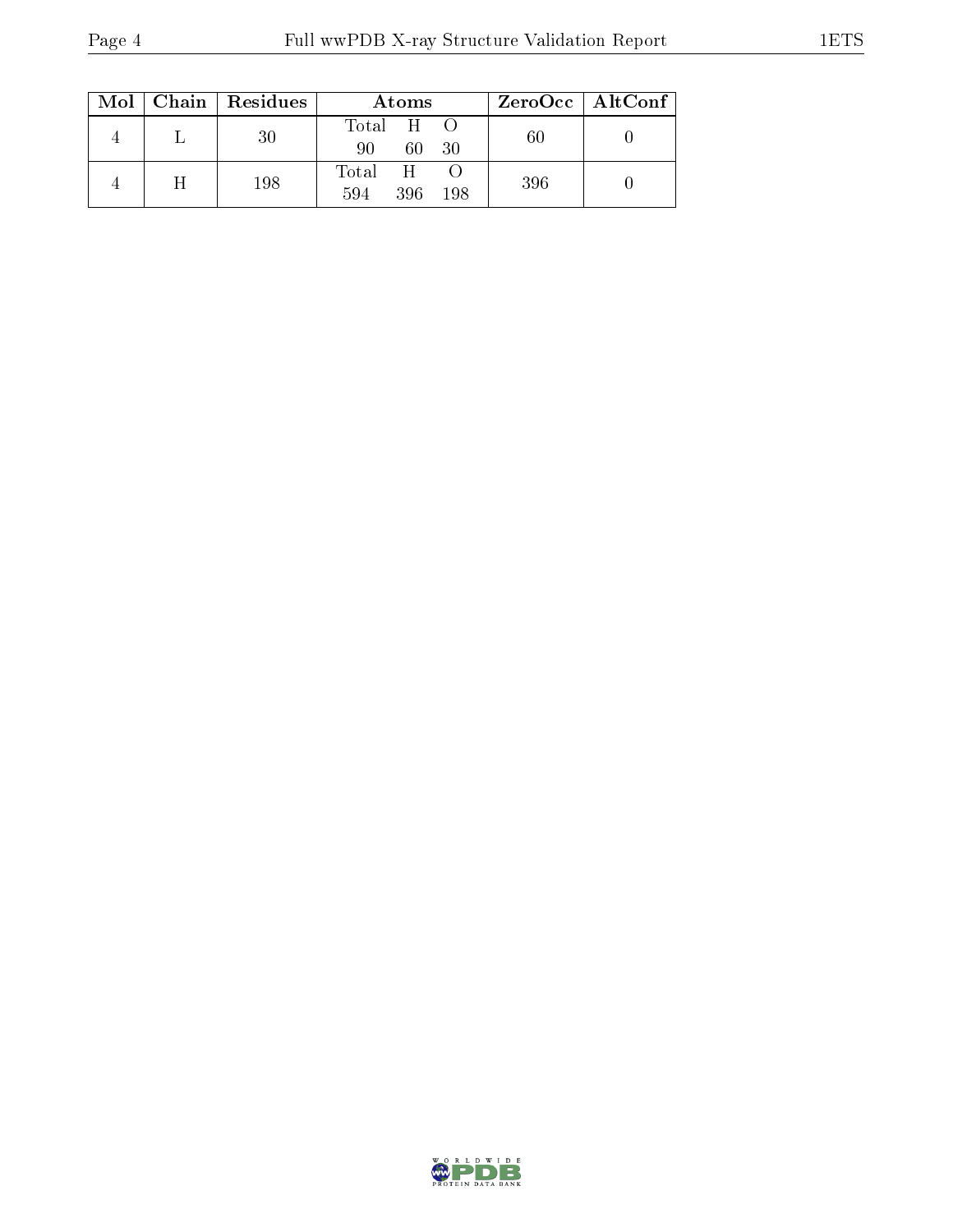| Mol | Chain | Residues | Atoms | | | ZeroOcc | AltConf |
|---|---|---|---|---|---|---|---|
| | | | Total | H | O | | |
| 4 | L | 30 | 90 | 60 | 30 | 60 | 0 |
| | | | Total | H | O | | |
| 4 | H | 198 | 594 | 396 | 198 | 396 | 0 |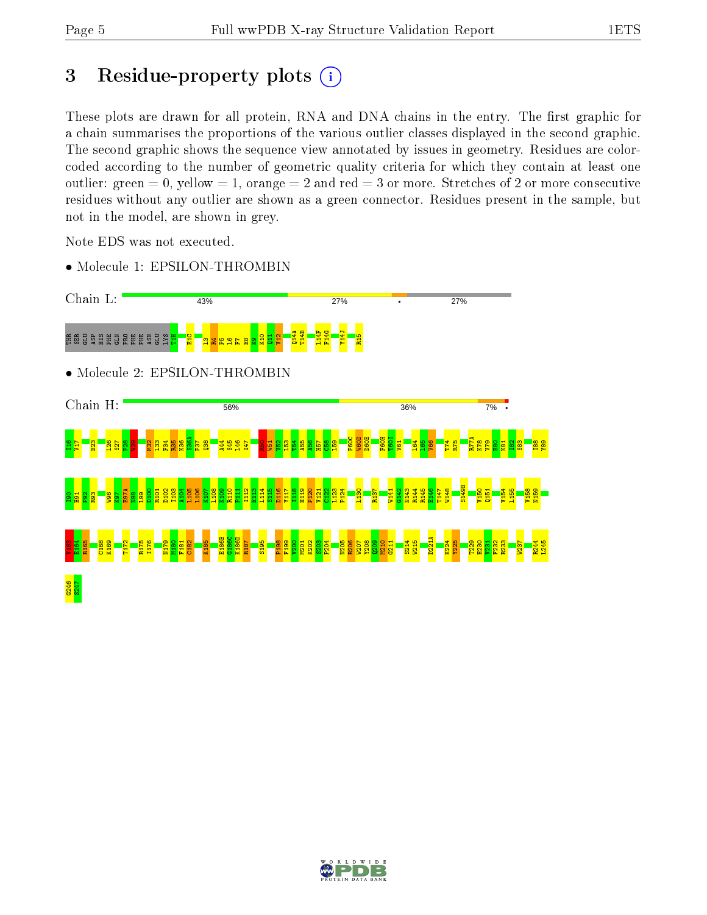## 3 Residue-property plots

These plots are drawn for all protein, RNA and DNA chains in the entry. The first graphic for a chain summarises the proportions of the various outlier classes displayed in the second graphic. The second graphic shows the sequence view annotated by issues in geometry. Residues are color-coded according to the number of geometric quality criteria for which they contain at least one outlier: green = 0, yellow = 1, orange = 2 and red = 3 or more. Stretches of 2 or more consecutive residues without any outlier are shown as a green connector. Residues present in the sample, but not in the model, are shown in grey.

Note EDS was not executed.

- Molecule 1: EPSILON-THROMBIN

Chain L: 43% 27% • 27%

THR SER GLU ASP HIS PHE GLN PRO PHE PHE ASN GLU LYS T1H E1C L3 R4 P5 L6 F7 E8 K9 K10 Q11 V12 Q14A T14B L14F F14G Y14J R15

- Molecule 2: EPSILON-THROMBIN

Chain H: 56% 36% 7% •

I16 V17 E23 L26 S27 P28 W29 M32 L33 F34 R35 K36 S36A P37 Q38 A44 S45 L46 I47 R50 W51 V52 L53 T54 A55 A56 H57 C58 L59 P60C W60D D60E F60H T60I V61 L64 L65 V66 T74 R75 R77A K78 V79 E80 K81 I82 S83 I88 Y89 I90 H91 P92 R93 W96 K97 E97A N98 L99 D100 R101 D102 I103 A104 L105 L106 K107 L108 K109 R110 P111 I112 E113 L114 S115 D116 Y117 I118 H119 P120 V121 C122 L123 P124 L130 R137 W141 G142 N143 R144 R145 E146 T147 W148 S149B V150 Q151 V154 L155 V158 N159 V163 E164 R165 C168 K169 T172 R175 I176 N179 M180 F181 C182 K185 E186B G186C K186D R187 S195 P198 F199 V200 M201 K202 S203 P204 N205 R206 W207 Y208 Q209 M210 G211 S214 W215 D221A K224 Y225 T229 H230 V231 F232 R233 W237 R244 L245 G246 E247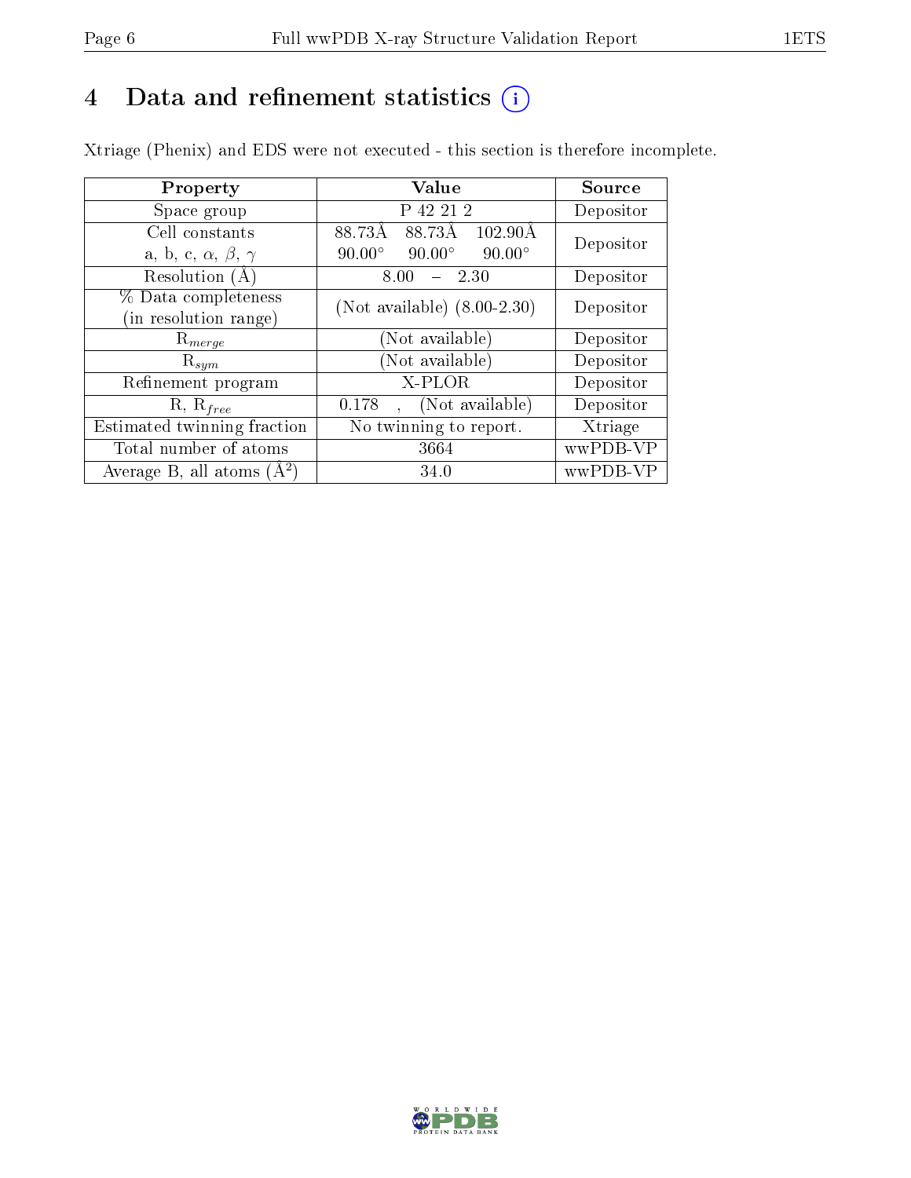# 4 Data and refinement statistics

Xtriage (Phenix) and EDS were not executed - this section is therefore incomplete.

| Property | Value | Source |
|---|---|---|
| Space group | P 42 21 2 | Depositor |
| Cell constants<br>a, b, c, $\alpha$, $\beta$, $\gamma$ | 88.73Å 88.73Å 102.90Å<br>90.00° 90.00° 90.00° | Depositor |
| Resolution (Å) | 8.00 – 2.30 | Depositor |
| % Data completeness<br>(in resolution range) | (Not available) (8.00-2.30) | Depositor |
| $R_{merge}$ | (Not available) | Depositor |
| $R_{sym}$ | (Not available) | Depositor |
| Refinement program | X-PLOR | Depositor |
| R, $R_{free}$ | 0.178 , (Not available) | Depositor |
| Estimated twinning fraction | No twinning to report. | Xtriage |
| Total number of atoms | 3664 | wwPDB-VP |
| Average B, all atoms ($Å^2$) | 34.0 | wwPDB-VP |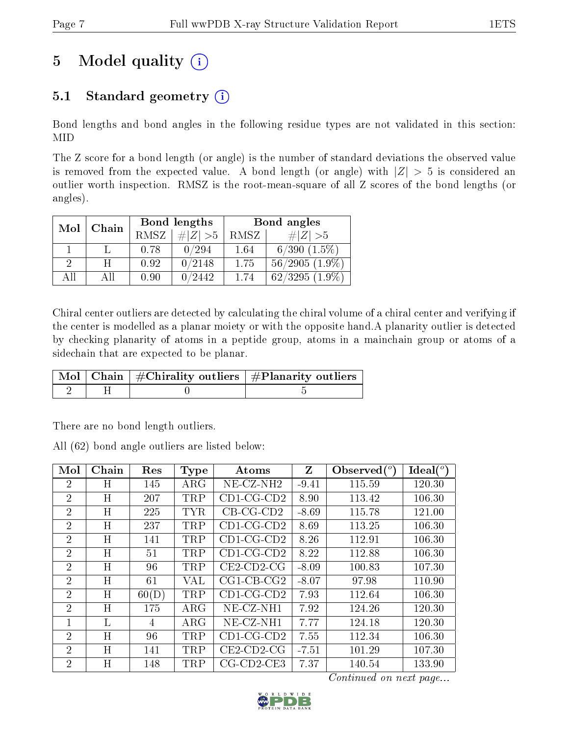# 5 Model quality

## 5.1 Standard geometry

Bond lengths and bond angles in the following residue types are not validated in this section: MID

The Z score for a bond length (or angle) is the number of standard deviations the observed value is removed from the expected value. A bond length (or angle) with $|Z| > 5$ is considered an outlier worth inspection. RMSZ is the root-mean-square of all Z scores of the bond lengths (or angles).

| Mol | Chain | Bond lengths | | Bond angles | |
|---|---|---|---|---|---|
| | | RMSZ | #$\|Z\|$ >5 | RMSZ | #$\|Z\|$ >5 |
| 1 | L | 0.78 | 0/294 | 1.64 | 6/390 (1.5%) |
| 2 | H | 0.92 | 0/2148 | 1.75 | 56/2905 (1.9%) |
| All | All | 0.90 | 0/2442 | 1.74 | 62/3295 (1.9%) |

Chiral center outliers are detected by calculating the chiral volume of a chiral center and verifying if the center is modelled as a planar moiety or with the opposite hand.A planarity outlier is detected by checking planarity of atoms in a peptide group, atoms in a mainchain group or atoms of a sidechain that are expected to be planar.

| Mol | Chain | #Chirality outliers | #Planarity outliers |
|---|---|---|---|
| 2 | H | 0 | 5 |

There are no bond length outliers.

All (62) bond angle outliers are listed below:

| Mol | Chain | Res | Type | Atoms | Z | Observed(°) | Ideal(°) |
|---|---|---|---|---|---|---|---|
| 2 | H | 145 | ARG | NE-CZ-NH2 | -9.41 | 115.59 | 120.30 |
| 2 | H | 207 | TRP | CD1-CG-CD2 | 8.90 | 113.42 | 106.30 |
| 2 | H | 225 | TYR | CB-CG-CD2 | -8.69 | 115.78 | 121.00 |
| 2 | H | 237 | TRP | CD1-CG-CD2 | 8.69 | 113.25 | 106.30 |
| 2 | H | 141 | TRP | CD1-CG-CD2 | 8.26 | 112.91 | 106.30 |
| 2 | H | 51 | TRP | CD1-CG-CD2 | 8.22 | 112.88 | 106.30 |
| 2 | H | 96 | TRP | CE2-CD2-CG | -8.09 | 100.83 | 107.30 |
| 2 | H | 61 | VAL | CG1-CB-CG2 | -8.07 | 97.98 | 110.90 |
| 2 | H | 60(D) | TRP | CD1-CG-CD2 | 7.93 | 112.64 | 106.30 |
| 2 | H | 175 | ARG | NE-CZ-NH1 | 7.92 | 124.26 | 120.30 |
| 1 | L | 4 | ARG | NE-CZ-NH1 | 7.77 | 124.18 | 120.30 |
| 2 | H | 96 | TRP | CD1-CG-CD2 | 7.55 | 112.34 | 106.30 |
| 2 | H | 141 | TRP | CE2-CD2-CG | -7.51 | 101.29 | 107.30 |
| 2 | H | 148 | TRP | CG-CD2-CE3 | 7.37 | 140.54 | 133.90 |

*Continued on next page...*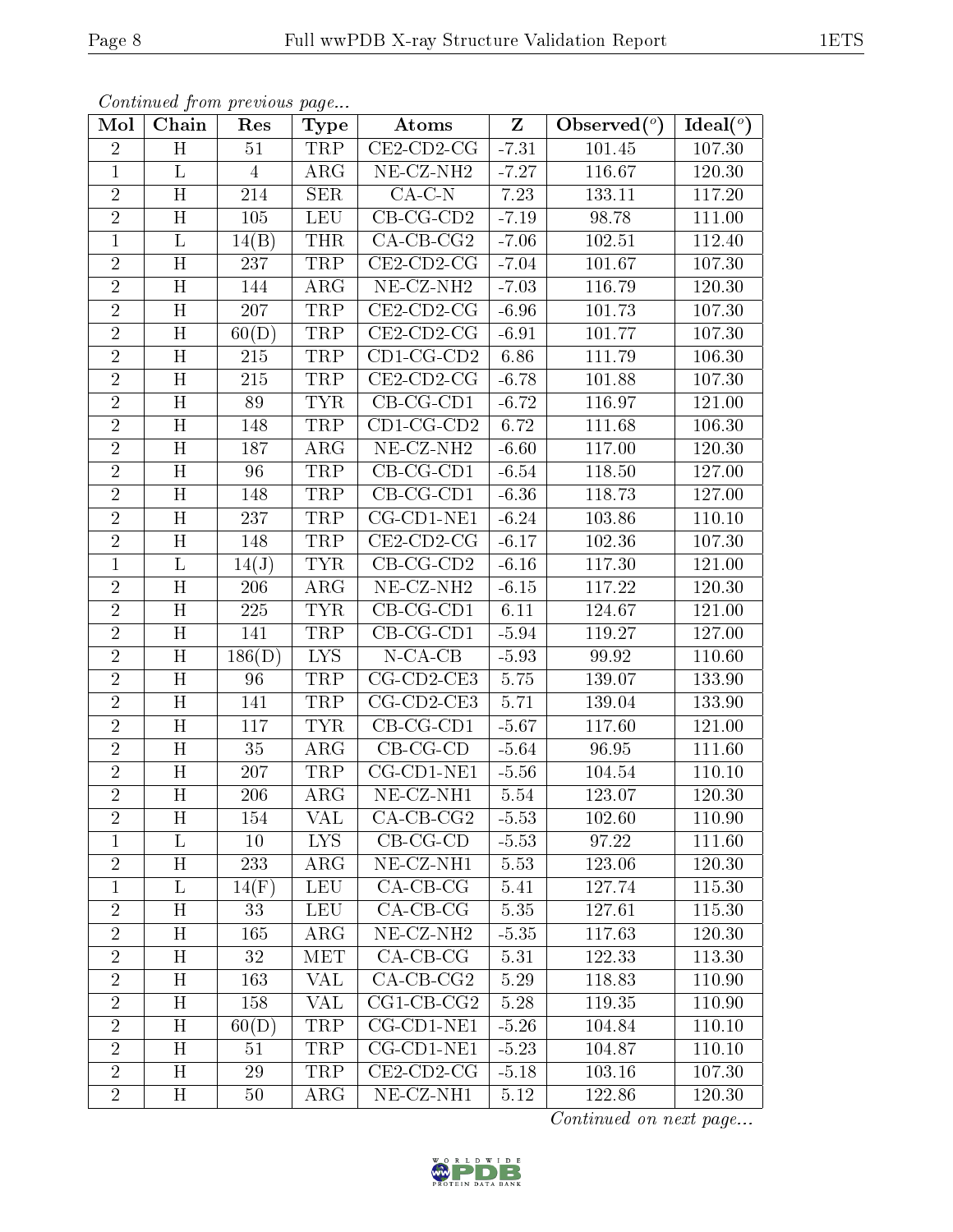*Continued from previous page...*

| Mol | Chain | Res | Type | Atoms | Z | Observed(°) | Ideal(°) |
|---|---|---|---|---|---|---|---|
| 2 | H | 51 | TRP | CE2-CD2-CG | -7.31 | 101.45 | 107.30 |
| 1 | L | 4 | ARG | NE-CZ-NH2 | -7.27 | 116.67 | 120.30 |
| 2 | H | 214 | SER | CA-C-N | 7.23 | 133.11 | 117.20 |
| 2 | H | 105 | LEU | CB-CG-CD2 | -7.19 | 98.78 | 111.00 |
| 1 | L | 14(B) | THR | CA-CB-CG2 | -7.06 | 102.51 | 112.40 |
| 2 | H | 237 | TRP | CE2-CD2-CG | -7.04 | 101.67 | 107.30 |
| 2 | H | 144 | ARG | NE-CZ-NH2 | -7.03 | 116.79 | 120.30 |
| 2 | H | 207 | TRP | CE2-CD2-CG | -6.96 | 101.73 | 107.30 |
| 2 | H | 60(D) | TRP | CE2-CD2-CG | -6.91 | 101.77 | 107.30 |
| 2 | H | 215 | TRP | CD1-CG-CD2 | 6.86 | 111.79 | 106.30 |
| 2 | H | 215 | TRP | CE2-CD2-CG | -6.78 | 101.88 | 107.30 |
| 2 | H | 89 | TYR | CB-CG-CD1 | -6.72 | 116.97 | 121.00 |
| 2 | H | 148 | TRP | CD1-CG-CD2 | 6.72 | 111.68 | 106.30 |
| 2 | H | 187 | ARG | NE-CZ-NH2 | -6.60 | 117.00 | 120.30 |
| 2 | H | 96 | TRP | CB-CG-CD1 | -6.54 | 118.50 | 127.00 |
| 2 | H | 148 | TRP | CB-CG-CD1 | -6.36 | 118.73 | 127.00 |
| 2 | H | 237 | TRP | CG-CD1-NE1 | -6.24 | 103.86 | 110.10 |
| 2 | H | 148 | TRP | CE2-CD2-CG | -6.17 | 102.36 | 107.30 |
| 1 | L | 14(J) | TYR | CB-CG-CD2 | -6.16 | 117.30 | 121.00 |
| 2 | H | 206 | ARG | NE-CZ-NH2 | -6.15 | 117.22 | 120.30 |
| 2 | H | 225 | TYR | CB-CG-CD1 | 6.11 | 124.67 | 121.00 |
| 2 | H | 141 | TRP | CB-CG-CD1 | -5.94 | 119.27 | 127.00 |
| 2 | H | 186(D) | LYS | N-CA-CB | -5.93 | 99.92 | 110.60 |
| 2 | H | 96 | TRP | CG-CD2-CE3 | 5.75 | 139.07 | 133.90 |
| 2 | H | 141 | TRP | CG-CD2-CE3 | 5.71 | 139.04 | 133.90 |
| 2 | H | 117 | TYR | CB-CG-CD1 | -5.67 | 117.60 | 121.00 |
| 2 | H | 35 | ARG | CB-CG-CD | -5.64 | 96.95 | 111.60 |
| 2 | H | 207 | TRP | CG-CD1-NE1 | -5.56 | 104.54 | 110.10 |
| 2 | H | 206 | ARG | NE-CZ-NH1 | 5.54 | 123.07 | 120.30 |
| 2 | H | 154 | VAL | CA-CB-CG2 | -5.53 | 102.60 | 110.90 |
| 1 | L | 10 | LYS | CB-CG-CD | -5.53 | 97.22 | 111.60 |
| 2 | H | 233 | ARG | NE-CZ-NH1 | 5.53 | 123.06 | 120.30 |
| 1 | L | 14(F) | LEU | CA-CB-CG | 5.41 | 127.74 | 115.30 |
| 2 | H | 33 | LEU | CA-CB-CG | 5.35 | 127.61 | 115.30 |
| 2 | H | 165 | ARG | NE-CZ-NH2 | -5.35 | 117.63 | 120.30 |
| 2 | H | 32 | MET | CA-CB-CG | 5.31 | 122.33 | 113.30 |
| 2 | H | 163 | VAL | CA-CB-CG2 | 5.29 | 118.83 | 110.90 |
| 2 | H | 158 | VAL | CG1-CB-CG2 | 5.28 | 119.35 | 110.90 |
| 2 | H | 60(D) | TRP | CG-CD1-NE1 | -5.26 | 104.84 | 110.10 |
| 2 | H | 51 | TRP | CG-CD1-NE1 | -5.23 | 104.87 | 110.10 |
| 2 | H | 29 | TRP | CE2-CD2-CG | -5.18 | 103.16 | 107.30 |
| 2 | H | 50 | ARG | NE-CZ-NH1 | 5.12 | 122.86 | 120.30 |

*Continued on next page...*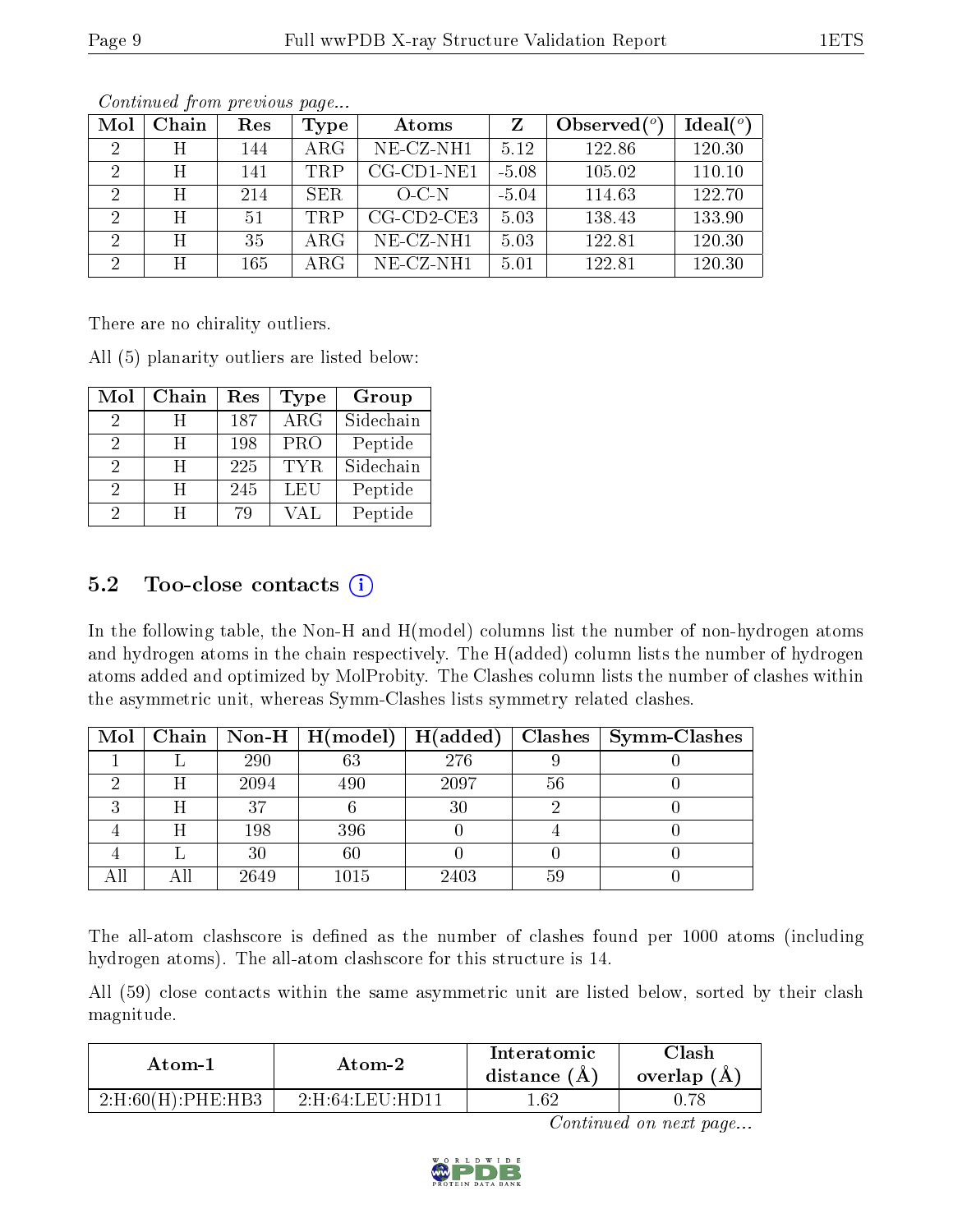*Continued from previous page...*

| Mol | Chain | Res | Type | Atoms | Z | Observed(°) | Ideal(°) |
|---|---|---|---|---|---|---|---|
| 2 | H | 144 | ARG | NE-CZ-NH1 | 5.12 | 122.86 | 120.30 |
| 2 | H | 141 | TRP | CG-CD1-NE1 | -5.08 | 105.02 | 110.10 |
| 2 | H | 214 | SER | O-C-N | -5.04 | 114.63 | 122.70 |
| 2 | H | 51 | TRP | CG-CD2-CE3 | 5.03 | 138.43 | 133.90 |
| 2 | H | 35 | ARG | NE-CZ-NH1 | 5.03 | 122.81 | 120.30 |
| 2 | H | 165 | ARG | NE-CZ-NH1 | 5.01 | 122.81 | 120.30 |

There are no chirality outliers.

All (5) planarity outliers are listed below:

| Mol | Chain | Res | Type | Group |
|---|---|---|---|---|
| 2 | H | 187 | ARG | Sidechain |
| 2 | H | 198 | PRO | Peptide |
| 2 | H | 225 | TYR | Sidechain |
| 2 | H | 245 | LEU | Peptide |
| 2 | H | 79 | VAL | Peptide |

## 5.2 Too-close contacts

In the following table, the Non-H and H(model) columns list the number of non-hydrogen atoms and hydrogen atoms in the chain respectively. The H(added) column lists the number of hydrogen atoms added and optimized by MolProbity. The Clashes column lists the number of clashes within the asymmetric unit, whereas Symm-Clashes lists symmetry related clashes.

| Mol | Chain | Non-H | H(model) | H(added) | Clashes | Symm-Clashes |
|---|---|---|---|---|---|---|
| 1 | L | 290 | 63 | 276 | 9 | 0 |
| 2 | H | 2094 | 490 | 2097 | 56 | 0 |
| 3 | H | 37 | 6 | 30 | 2 | 0 |
| 4 | H | 198 | 396 | 0 | 4 | 0 |
| 4 | L | 30 | 60 | 0 | 0 | 0 |
| All | All | 2649 | 1015 | 2403 | 59 | 0 |

The all-atom clashscore is defined as the number of clashes found per 1000 atoms (including hydrogen atoms). The all-atom clashscore for this structure is 14.

All (59) close contacts within the same asymmetric unit are listed below, sorted by their clash magnitude.

| Atom-1 | Atom-2 | Interatomic distance (Å) | Clash overlap (Å) |
|---|---|---|---|
| 2:H:60(H):PHE:HB3 | 2:H:64:LEU:HD11 | 1.62 | 0.78 |

*Continued on next page...*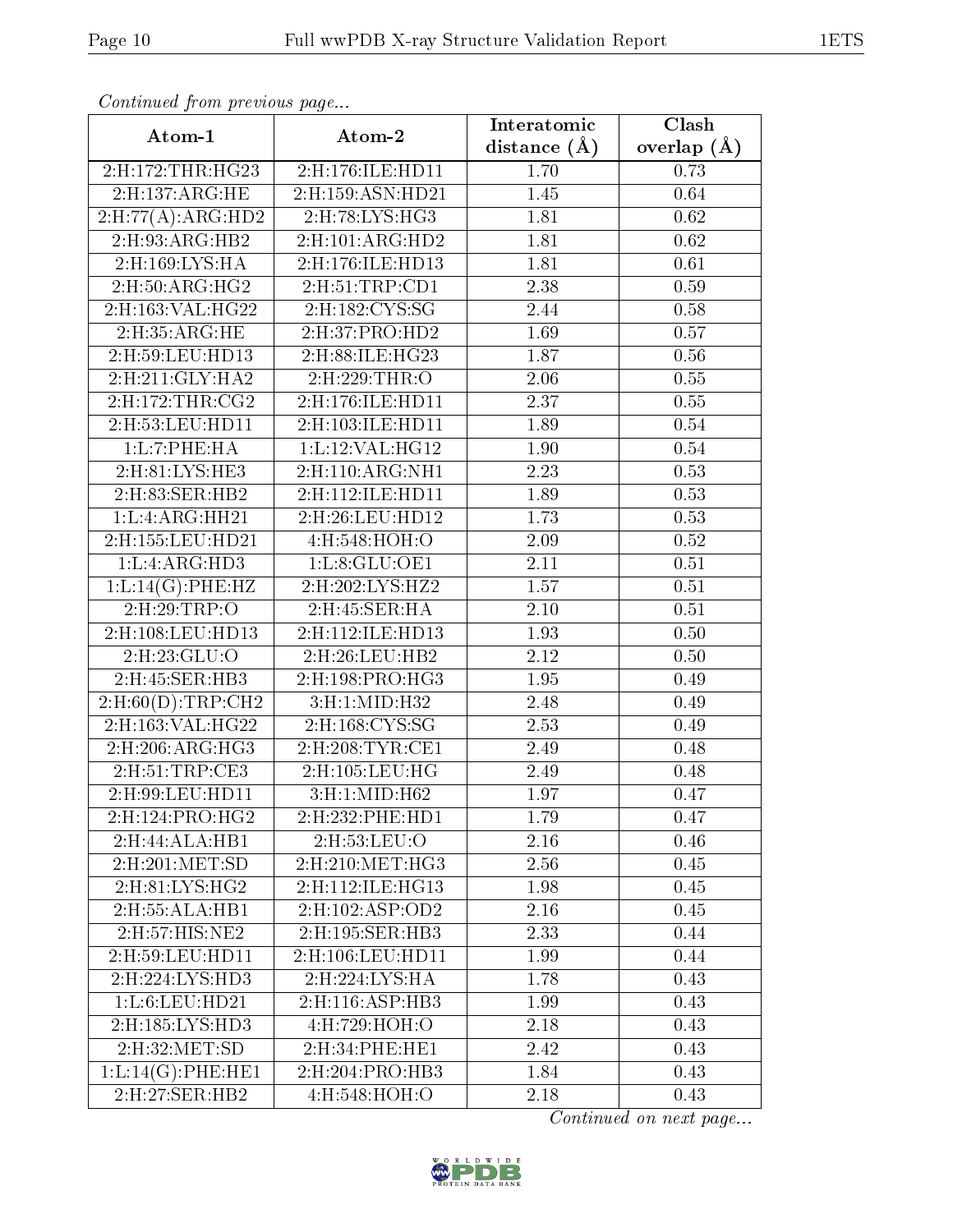*Continued from previous page...*

| Atom-1 | Atom-2 | Interatomic distance (Å) | Clash overlap (Å) |
|---|---|---|---|
| 2:H:172:THR:HG23 | 2:H:176:ILE:HD11 | 1.70 | 0.73 |
| 2:H:137:ARG:HE | 2:H:159:ASN:HD21 | 1.45 | 0.64 |
| 2:H:77(A):ARG:HD2 | 2:H:78:LYS:HG3 | 1.81 | 0.62 |
| 2:H:93:ARG:HB2 | 2:H:101:ARG:HD2 | 1.81 | 0.62 |
| 2:H:169:LYS:HA | 2:H:176:ILE:HD13 | 1.81 | 0.61 |
| 2:H:50:ARG:HG2 | 2:H:51:TRP:CD1 | 2.38 | 0.59 |
| 2:H:163:VAL:HG22 | 2:H:182:CYS:SG | 2.44 | 0.58 |
| 2:H:35:ARG:HE | 2:H:37:PRO:HD2 | 1.69 | 0.57 |
| 2:H:59:LEU:HD13 | 2:H:88:ILE:HG23 | 1.87 | 0.56 |
| 2:H:211:GLY:HA2 | 2:H:229:THR:O | 2.06 | 0.55 |
| 2:H:172:THR:CG2 | 2:H:176:ILE:HD11 | 2.37 | 0.55 |
| 2:H:53:LEU:HD11 | 2:H:103:ILE:HD11 | 1.89 | 0.54 |
| 1:L:7:PHE:HA | 1:L:12:VAL:HG12 | 1.90 | 0.54 |
| 2:H:81:LYS:HE3 | 2:H:110:ARG:NH1 | 2.23 | 0.53 |
| 2:H:83:SER:HB2 | 2:H:112:ILE:HD11 | 1.89 | 0.53 |
| 1:L:4:ARG:HH21 | 2:H:26:LEU:HD12 | 1.73 | 0.53 |
| 2:H:155:LEU:HD21 | 4:H:548:HOH:O | 2.09 | 0.52 |
| 1:L:4:ARG:HD3 | 1:L:8:GLU:OE1 | 2.11 | 0.51 |
| 1:L:14(G):PHE:HZ | 2:H:202:LYS:HZ2 | 1.57 | 0.51 |
| 2:H:29:TRP:O | 2:H:45:SER:HA | 2.10 | 0.51 |
| 2:H:108:LEU:HD13 | 2:H:112:ILE:HD13 | 1.93 | 0.50 |
| 2:H:23:GLU:O | 2:H:26:LEU:HB2 | 2.12 | 0.50 |
| 2:H:45:SER:HB3 | 2:H:198:PRO:HG3 | 1.95 | 0.49 |
| 2:H:60(D):TRP:CH2 | 3:H:1:MID:H32 | 2.48 | 0.49 |
| 2:H:163:VAL:HG22 | 2:H:168:CYS:SG | 2.53 | 0.49 |
| 2:H:206:ARG:HG3 | 2:H:208:TYR:CE1 | 2.49 | 0.48 |
| 2:H:51:TRP:CE3 | 2:H:105:LEU:HG | 2.49 | 0.48 |
| 2:H:99:LEU:HD11 | 3:H:1:MID:H62 | 1.97 | 0.47 |
| 2:H:124:PRO:HG2 | 2:H:232:PHE:HD1 | 1.79 | 0.47 |
| 2:H:44:ALA:HB1 | 2:H:53:LEU:O | 2.16 | 0.46 |
| 2:H:201:MET:SD | 2:H:210:MET:HG3 | 2.56 | 0.45 |
| 2:H:81:LYS:HG2 | 2:H:112:ILE:HG13 | 1.98 | 0.45 |
| 2:H:55:ALA:HB1 | 2:H:102:ASP:OD2 | 2.16 | 0.45 |
| 2:H:57:HIS:NE2 | 2:H:195:SER:HB3 | 2.33 | 0.44 |
| 2:H:59:LEU:HD11 | 2:H:106:LEU:HD11 | 1.99 | 0.44 |
| 2:H:224:LYS:HD3 | 2:H:224:LYS:HA | 1.78 | 0.43 |
| 1:L:6:LEU:HD21 | 2:H:116:ASP:HB3 | 1.99 | 0.43 |
| 2:H:185:LYS:HD3 | 4:H:729:HOH:O | 2.18 | 0.43 |
| 2:H:32:MET:SD | 2:H:34:PHE:HE1 | 2.42 | 0.43 |
| 1:L:14(G):PHE:HE1 | 2:H:204:PRO:HB3 | 1.84 | 0.43 |
| 2:H:27:SER:HB2 | 4:H:548:HOH:O | 2.18 | 0.43 |

*Continued on next page...*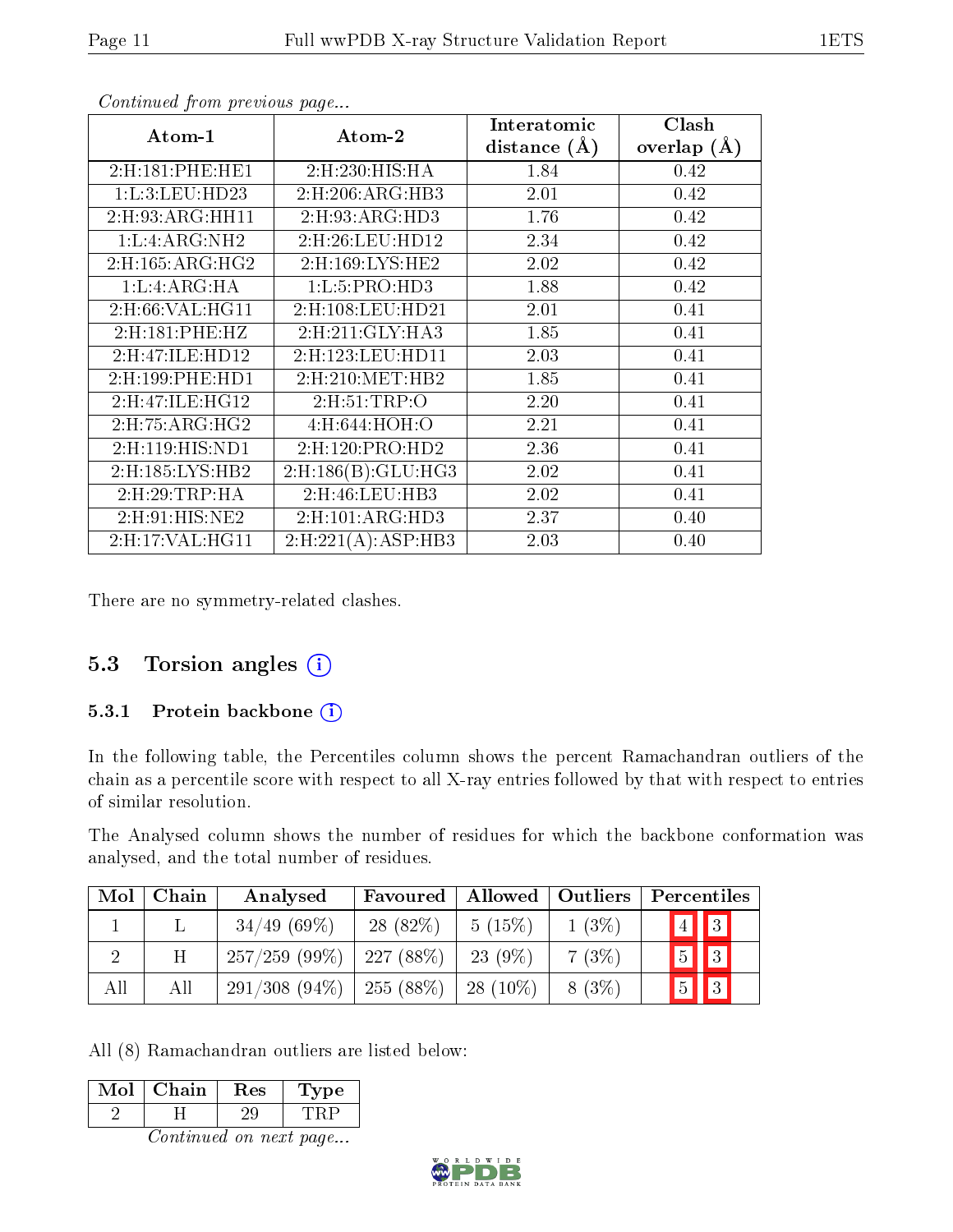*Continued from previous page...*

| Atom-1 | Atom-2 | Interatomic distance (Å) | Clash overlap (Å) |
|---|---|---|---|
| 2:H:181:PHE:HE1 | 2:H:230:HIS:HA | 1.84 | 0.42 |
| 1:L:3:LEU:HD23 | 2:H:206:ARG:HB3 | 2.01 | 0.42 |
| 2:H:93:ARG:HH11 | 2:H:93:ARG:HD3 | 1.76 | 0.42 |
| 1:L:4:ARG:NH2 | 2:H:26:LEU:HD12 | 2.34 | 0.42 |
| 2:H:165:ARG:HG2 | 2:H:169:LYS:HE2 | 2.02 | 0.42 |
| 1:L:4:ARG:HA | 1:L:5:PRO:HD3 | 1.88 | 0.42 |
| 2:H:66:VAL:HG11 | 2:H:108:LEU:HD21 | 2.01 | 0.41 |
| 2:H:181:PHE:HZ | 2:H:211:GLY:HA3 | 1.85 | 0.41 |
| 2:H:47:ILE:HD12 | 2:H:123:LEU:HD11 | 2.03 | 0.41 |
| 2:H:199:PHE:HD1 | 2:H:210:MET:HB2 | 1.85 | 0.41 |
| 2:H:47:ILE:HG12 | 2:H:51:TRP:O | 2.20 | 0.41 |
| 2:H:75:ARG:HG2 | 4:H:644:HOH:O | 2.21 | 0.41 |
| 2:H:119:HIS:ND1 | 2:H:120:PRO:HD2 | 2.36 | 0.41 |
| 2:H:185:LYS:HB2 | 2:H:186(B):GLU:HG3 | 2.02 | 0.41 |
| 2:H:29:TRP:HA | 2:H:46:LEU:HB3 | 2.02 | 0.41 |
| 2:H:91:HIS:NE2 | 2:H:101:ARG:HD3 | 2.37 | 0.40 |
| 2:H:17:VAL:HG11 | 2:H:221(A):ASP:HB3 | 2.03 | 0.40 |

There are no symmetry-related clashes.

## 5.3 Torsion angles

### 5.3.1 Protein backbone

In the following table, the Percentiles column shows the percent Ramachandran outliers of the chain as a percentile score with respect to all X-ray entries followed by that with respect to entries of similar resolution.

The Analysed column shows the number of residues for which the backbone conformation was analysed, and the total number of residues.

| Mol | Chain | Analysed | Favoured | Allowed | Outliers | Percentiles | |
|---|---|---|---|---|---|---|---|
| 1 | L | 34/49 (69%) | 28 (82%) | 5 (15%) | 1 (3%) | 4 | 3 |
| 2 | H | 257/259 (99%) | 227 (88%) | 23 (9%) | 7 (3%) | 5 | 3 |
| All | All | 291/308 (94%) | 255 (88%) | 28 (10%) | 8 (3%) | 5 | 3 |

All (8) Ramachandran outliers are listed below:

| Mol | Chain | Res | Type |
|---|---|---|---|
| 2 | H | 29 | TRP |

*Continued on next page...*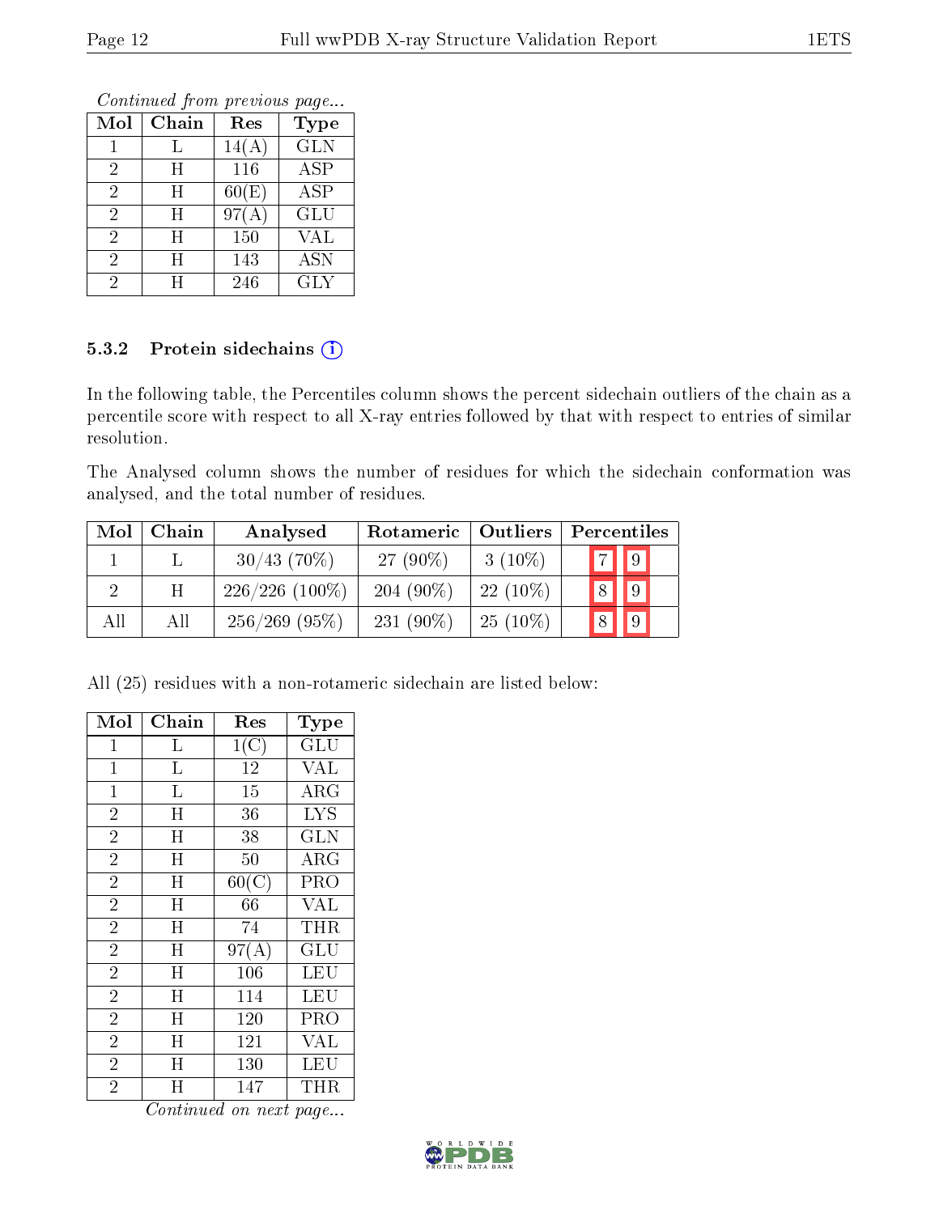*Continued from previous page...*

| Mol | Chain | Res | Type |
|---|---|---|---|
| 1 | L | 14(A) | GLN |
| 2 | H | 116 | ASP |
| 2 | H | 60(E) | ASP |
| 2 | H | 97(A) | GLU |
| 2 | H | 150 | VAL |
| 2 | H | 143 | ASN |
| 2 | H | 246 | GLY |

### 5.3.2 Protein sidechains

In the following table, the Percentiles column shows the percent sidechain outliers of the chain as a percentile score with respect to all X-ray entries followed by that with respect to entries of similar resolution.

The Analysed column shows the number of residues for which the sidechain conformation was analysed, and the total number of residues.

| Mol | Chain | Analysed | Rotameric | Outliers | Percentiles | |
|---|---|---|---|---|---|---|
| 1 | L | 30/43 (70%) | 27 (90%) | 3 (10%) | 7 | 9 |
| 2 | H | 226/226 (100%) | 204 (90%) | 22 (10%) | 8 | 9 |
| All | All | 256/269 (95%) | 231 (90%) | 25 (10%) | 8 | 9 |

All (25) residues with a non-rotameric sidechain are listed below:

| Mol | Chain | Res | Type |
|---|---|---|---|
| 1 | L | 1(C) | GLU |
| 1 | L | 12 | VAL |
| 1 | L | 15 | ARG |
| 2 | H | 36 | LYS |
| 2 | H | 38 | GLN |
| 2 | H | 50 | ARG |
| 2 | H | 60(C) | PRO |
| 2 | H | 66 | VAL |
| 2 | H | 74 | THR |
| 2 | H | 97(A) | GLU |
| 2 | H | 106 | LEU |
| 2 | H | 114 | LEU |
| 2 | H | 120 | PRO |
| 2 | H | 121 | VAL |
| 2 | H | 130 | LEU |
| 2 | H | 147 | THR |

*Continued on next page...*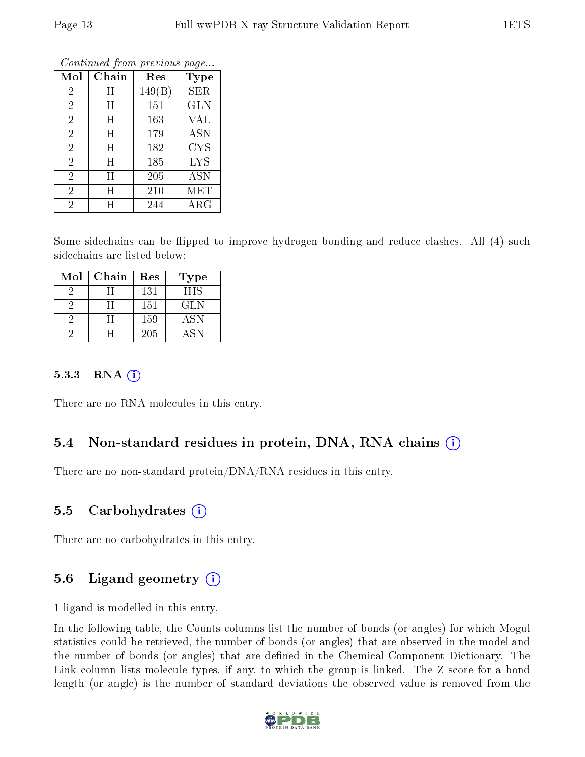*Continued from previous page...*

| Mol | Chain | Res | Type |
| --- | --- | --- | --- |
| 2 | H | 149(B) | SER |
| 2 | H | 151 | GLN |
| 2 | H | 163 | VAL |
| 2 | H | 179 | ASN |
| 2 | H | 182 | CYS |
| 2 | H | 185 | LYS |
| 2 | H | 205 | ASN |
| 2 | H | 210 | MET |
| 2 | H | 244 | ARG |

Some sidechains can be flipped to improve hydrogen bonding and reduce clashes. All (4) such sidechains are listed below:

| Mol | Chain | Res | Type |
| --- | --- | --- | --- |
| 2 | H | 131 | HIS |
| 2 | H | 151 | GLN |
| 2 | H | 159 | ASN |
| 2 | H | 205 | ASN |

### 5.3.3 RNA

There are no RNA molecules in this entry.

## 5.4 Non-standard residues in protein, DNA, RNA chains

There are no non-standard protein/DNA/RNA residues in this entry.

## 5.5 Carbohydrates

There are no carbohydrates in this entry.

## 5.6 Ligand geometry

1 ligand is modelled in this entry.

In the following table, the Counts columns list the number of bonds (or angles) for which Mogul statistics could be retrieved, the number of bonds (or angles) that are observed in the model and the number of bonds (or angles) that are defined in the Chemical Component Dictionary. The Link column lists molecule types, if any, to which the group is linked. The Z score for a bond length (or angle) is the number of standard deviations the observed value is removed from the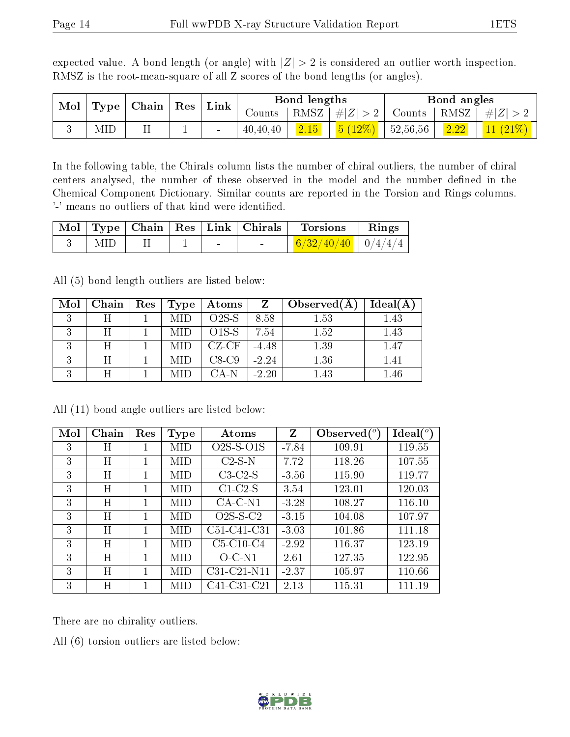expected value. A bond length (or angle) with $|Z| > 2$ is considered an outlier worth inspection. RMSZ is the root-mean-square of all Z scores of the bond lengths (or angles).

| Mol | Type | Chain | Res | Link | Bond lengths | | | Bond angles | | |
|---|---|---|---|---|---|---|---|---|---|---|
| | | | | | Counts | RMSZ | $\#\|Z\| > 2$ | Counts | RMSZ | $\#\|Z\| > 2$ |
| 3 | MID | H | 1 | - | 40,40,40 | 2.15 | 5 (12%) | 52,56,56 | 2.22 | 11 (21%) |

In the following table, the Chirals column lists the number of chiral outliers, the number of chiral centers analysed, the number of these observed in the model and the number defined in the Chemical Component Dictionary. Similar counts are reported in the Torsion and Rings columns. '-' means no outliers of that kind were identified.

| Mol | Type | Chain | Res | Link | Chirals | Torsions | Rings |
|---|---|---|---|---|---|---|---|
| 3 | MID | H | 1 | - | - | 6/32/40/40 | 0/4/4/4 |

All (5) bond length outliers are listed below:

| Mol | Chain | Res | Type | Atoms | Z | Observed(Å) | Ideal(Å) |
|---|---|---|---|---|---|---|---|
| 3 | H | 1 | MID | O2S-S | 8.58 | 1.53 | 1.43 |
| 3 | H | 1 | MID | O1S-S | 7.54 | 1.52 | 1.43 |
| 3 | H | 1 | MID | CZ-CF | -4.48 | 1.39 | 1.47 |
| 3 | H | 1 | MID | C8-C9 | -2.24 | 1.36 | 1.41 |
| 3 | H | 1 | MID | CA-N | -2.20 | 1.43 | 1.46 |

All (11) bond angle outliers are listed below:

| Mol | Chain | Res | Type | Atoms | Z | Observed(°) | Ideal(°) |
|---|---|---|---|---|---|---|---|
| 3 | H | 1 | MID | O2S-S-O1S | -7.84 | 109.91 | 119.55 |
| 3 | H | 1 | MID | C2-S-N | 7.72 | 118.26 | 107.55 |
| 3 | H | 1 | MID | C3-C2-S | -3.56 | 115.90 | 119.77 |
| 3 | H | 1 | MID | C1-C2-S | 3.54 | 123.01 | 120.03 |
| 3 | H | 1 | MID | CA-C-N1 | -3.28 | 108.27 | 116.10 |
| 3 | H | 1 | MID | O2S-S-C2 | -3.15 | 104.08 | 107.97 |
| 3 | H | 1 | MID | C51-C41-C31 | -3.03 | 101.86 | 111.18 |
| 3 | H | 1 | MID | C5-C10-C4 | -2.92 | 116.37 | 123.19 |
| 3 | H | 1 | MID | O-C-N1 | 2.61 | 127.35 | 122.95 |
| 3 | H | 1 | MID | C31-C21-N11 | -2.37 | 105.97 | 110.66 |
| 3 | H | 1 | MID | C41-C31-C21 | 2.13 | 115.31 | 111.19 |

There are no chirality outliers.

All (6) torsion outliers are listed below: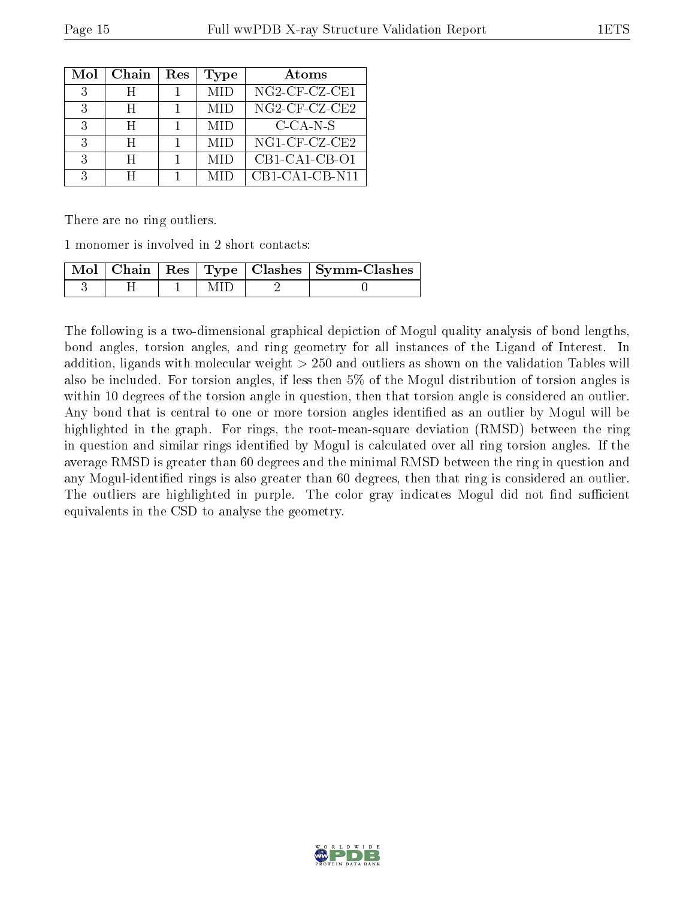| Mol | Chain | Res | Type | Atoms |
|---|---|---|---|---|
| 3 | H | 1 | MID | NG2-CF-CZ-CE1 |
| 3 | H | 1 | MID | NG2-CF-CZ-CE2 |
| 3 | H | 1 | MID | C-CA-N-S |
| 3 | H | 1 | MID | NG1-CF-CZ-CE2 |
| 3 | H | 1 | MID | CB1-CA1-CB-O1 |
| 3 | H | 1 | MID | CB1-CA1-CB-N11 |

There are no ring outliers.

1 monomer is involved in 2 short contacts:

| Mol | Chain | Res | Type | Clashes | Symm-Clashes |
|---|---|---|---|---|---|
| 3 | H | 1 | MID | 2 | 0 |

The following is a two-dimensional graphical depiction of Mogul quality analysis of bond lengths, bond angles, torsion angles, and ring geometry for all instances of the Ligand of Interest. In addition, ligands with molecular weight > 250 and outliers as shown on the validation Tables will also be included. For torsion angles, if less then 5% of the Mogul distribution of torsion angles is within 10 degrees of the torsion angle in question, then that torsion angle is considered an outlier. Any bond that is central to one or more torsion angles identified as an outlier by Mogul will be highlighted in the graph. For rings, the root-mean-square deviation (RMSD) between the ring in question and similar rings identified by Mogul is calculated over all ring torsion angles. If the average RMSD is greater than 60 degrees and the minimal RMSD between the ring in question and any Mogul-identified rings is also greater than 60 degrees, then that ring is considered an outlier. The outliers are highlighted in purple. The color gray indicates Mogul did not find sufficient equivalents in the CSD to analyse the geometry.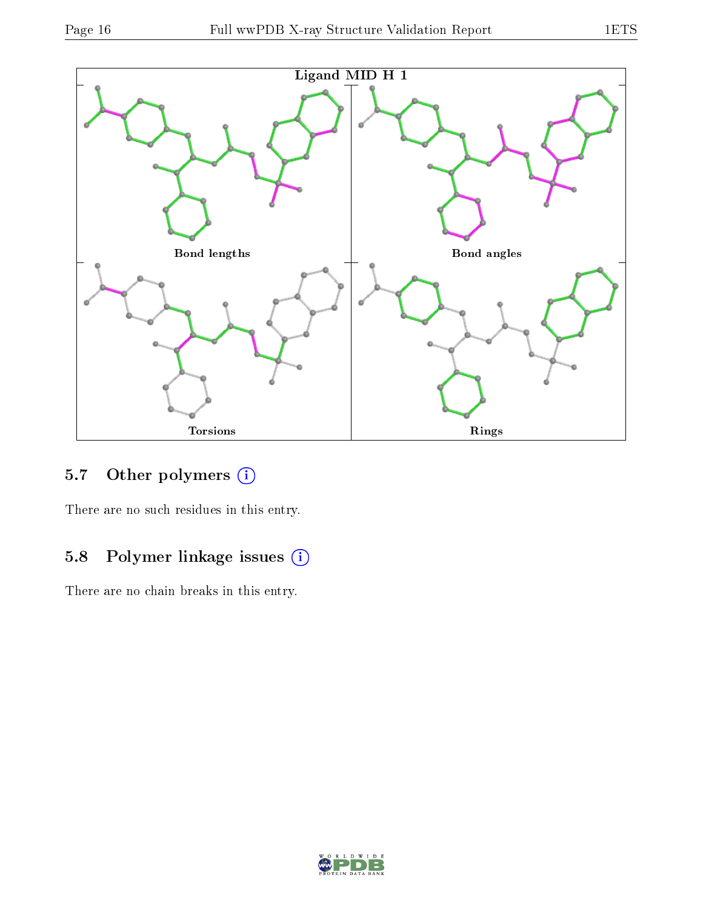Ligand MID H 1

Bond lengths

Bond angles

Torsions

Rings

### 5.7 Other polymers

There are no such residues in this entry.

### 5.8 Polymer linkage issues

There are no chain breaks in this entry.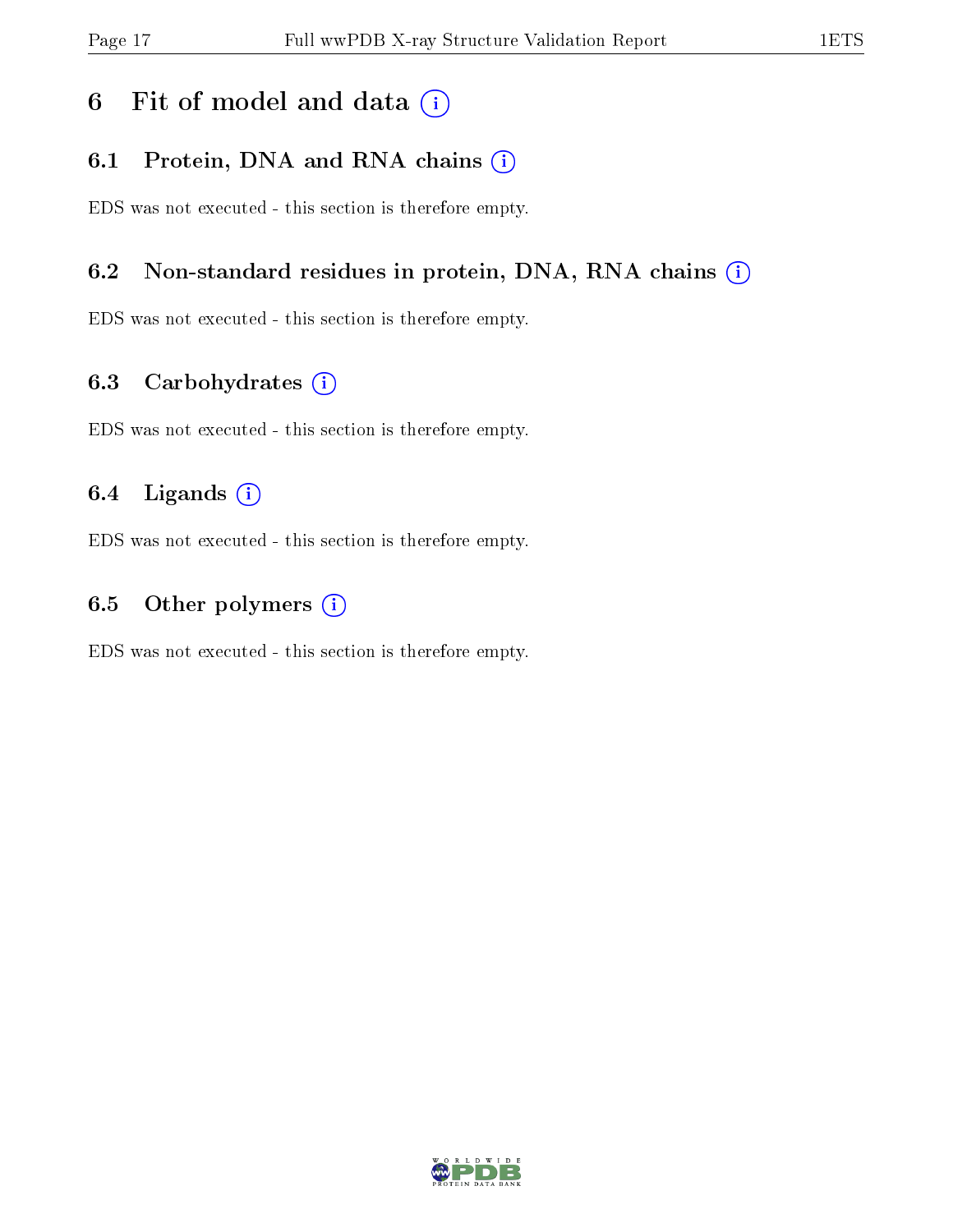# 6 Fit of model and data

## 6.1 Protein, DNA and RNA chains

EDS was not executed - this section is therefore empty.

## 6.2 Non-standard residues in protein, DNA, RNA chains

EDS was not executed - this section is therefore empty.

## 6.3 Carbohydrates

EDS was not executed - this section is therefore empty.

## 6.4 Ligands

EDS was not executed - this section is therefore empty.

## 6.5 Other polymers

EDS was not executed - this section is therefore empty.